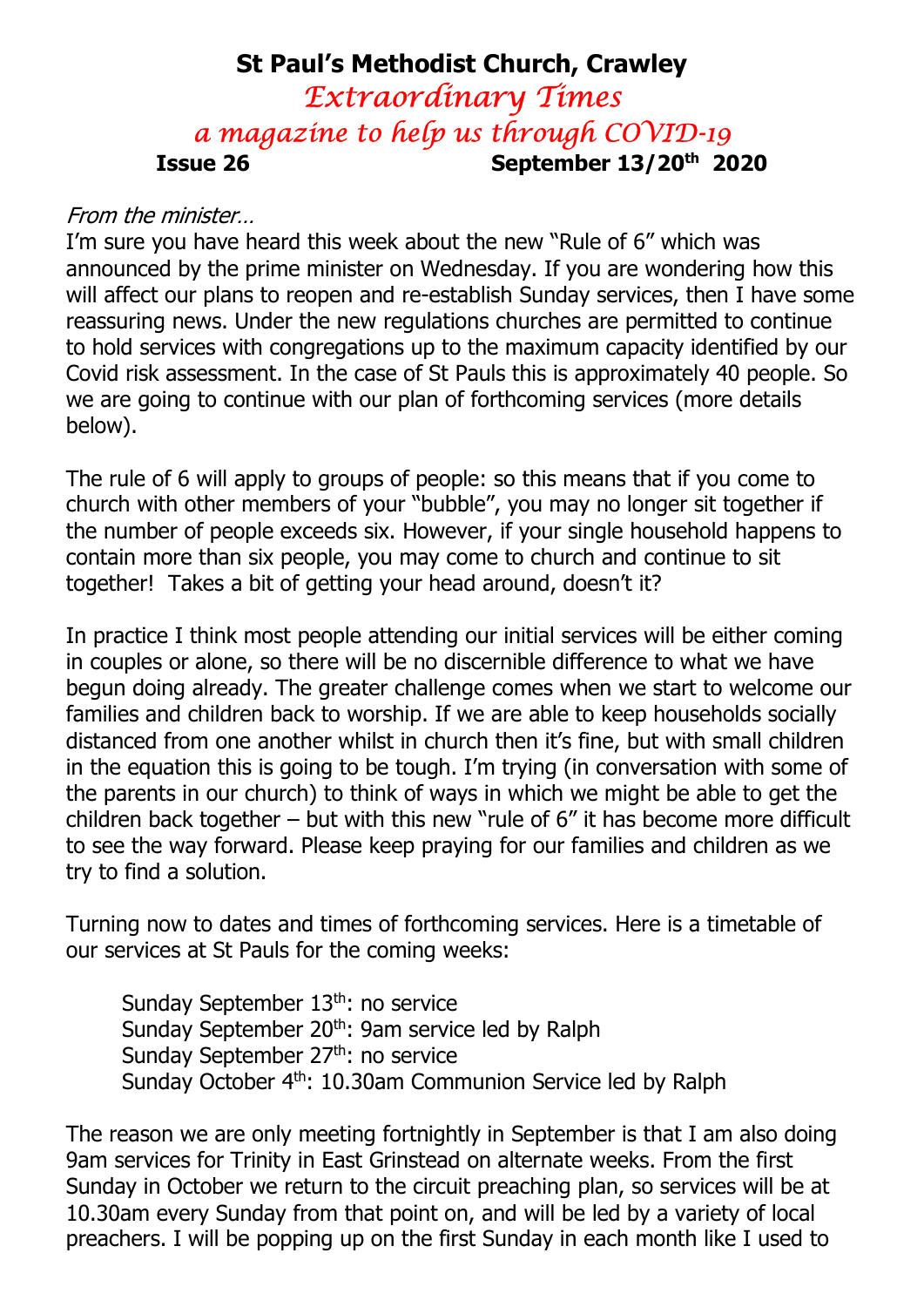# St Paul's Methodist Church, Crawley

## *Extraordinary Times*

## *a magazine to help us through COVID-19*

**Issue 26** **September 13/20th 2020**

*From the minister…*

I'm sure you have heard this week about the new "Rule of 6" which was announced by the prime minister on Wednesday. If you are wondering how this will affect our plans to reopen and re-establish Sunday services, then I have some reassuring news. Under the new regulations churches are permitted to continue to hold services with congregations up to the maximum capacity identified by our Covid risk assessment. In the case of St Pauls this is approximately 40 people. So we are going to continue with our plan of forthcoming services (more details below).

The rule of 6 will apply to groups of people: so this means that if you come to church with other members of your "bubble", you may no longer sit together if the number of people exceeds six. However, if your single household happens to contain more than six people, you may come to church and continue to sit together! Takes a bit of getting your head around, doesn't it?

In practice I think most people attending our initial services will be either coming in couples or alone, so there will be no discernible difference to what we have begun doing already. The greater challenge comes when we start to welcome our families and children back to worship. If we are able to keep households socially distanced from one another whilst in church then it's fine, but with small children in the equation this is going to be tough. I'm trying (in conversation with some of the parents in our church) to think of ways in which we might be able to get the children back together – but with this new "rule of 6" it has become more difficult to see the way forward. Please keep praying for our families and children as we try to find a solution.

Turning now to dates and times of forthcoming services. Here is a timetable of our services at St Pauls for the coming weeks:

Sunday September 13th: no service
Sunday September 20th: 9am service led by Ralph
Sunday September 27th: no service
Sunday October 4th: 10.30am Communion Service led by Ralph

The reason we are only meeting fortnightly in September is that I am also doing 9am services for Trinity in East Grinstead on alternate weeks. From the first Sunday in October we return to the circuit preaching plan, so services will be at 10.30am every Sunday from that point on, and will be led by a variety of local preachers. I will be popping up on the first Sunday in each month like I used to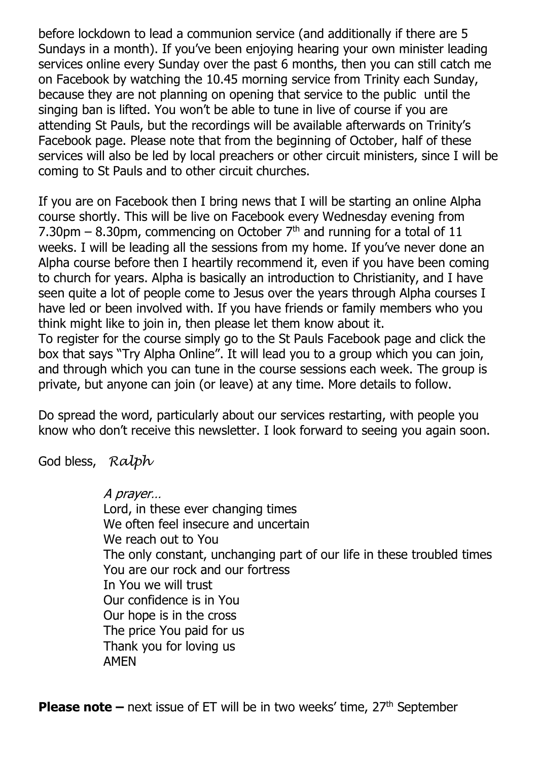before lockdown to lead a communion service (and additionally if there are 5 Sundays in a month). If you've been enjoying hearing your own minister leading services online every Sunday over the past 6 months, then you can still catch me on Facebook by watching the 10.45 morning service from Trinity each Sunday, because they are not planning on opening that service to the public until the singing ban is lifted. You won't be able to tune in live of course if you are attending St Pauls, but the recordings will be available afterwards on Trinity's Facebook page. Please note that from the beginning of October, half of these services will also be led by local preachers or other circuit ministers, since I will be coming to St Pauls and to other circuit churches.

If you are on Facebook then I bring news that I will be starting an online Alpha course shortly. This will be live on Facebook every Wednesday evening from 7.30pm – 8.30pm, commencing on October 7th and running for a total of 11 weeks. I will be leading all the sessions from my home. If you've never done an Alpha course before then I heartily recommend it, even if you have been coming to church for years. Alpha is basically an introduction to Christianity, and I have seen quite a lot of people come to Jesus over the years through Alpha courses I have led or been involved with. If you have friends or family members who you think might like to join in, then please let them know about it.
To register for the course simply go to the St Pauls Facebook page and click the box that says "Try Alpha Online". It will lead you to a group which you can join, and through which you can tune in the course sessions each week. The group is private, but anyone can join (or leave) at any time. More details to follow.

Do spread the word, particularly about our services restarting, with people you know who don't receive this newsletter. I look forward to seeing you again soon.

God bless, *Ralph*

*A prayer…*
Lord, in these ever changing times
We often feel insecure and uncertain
We reach out to You
The only constant, unchanging part of our life in these troubled times
You are our rock and our fortress
In You we will trust
Our confidence is in You
Our hope is in the cross
The price You paid for us
Thank you for loving us
AMEN

**Please note –** next issue of ET will be in two weeks' time, 27th September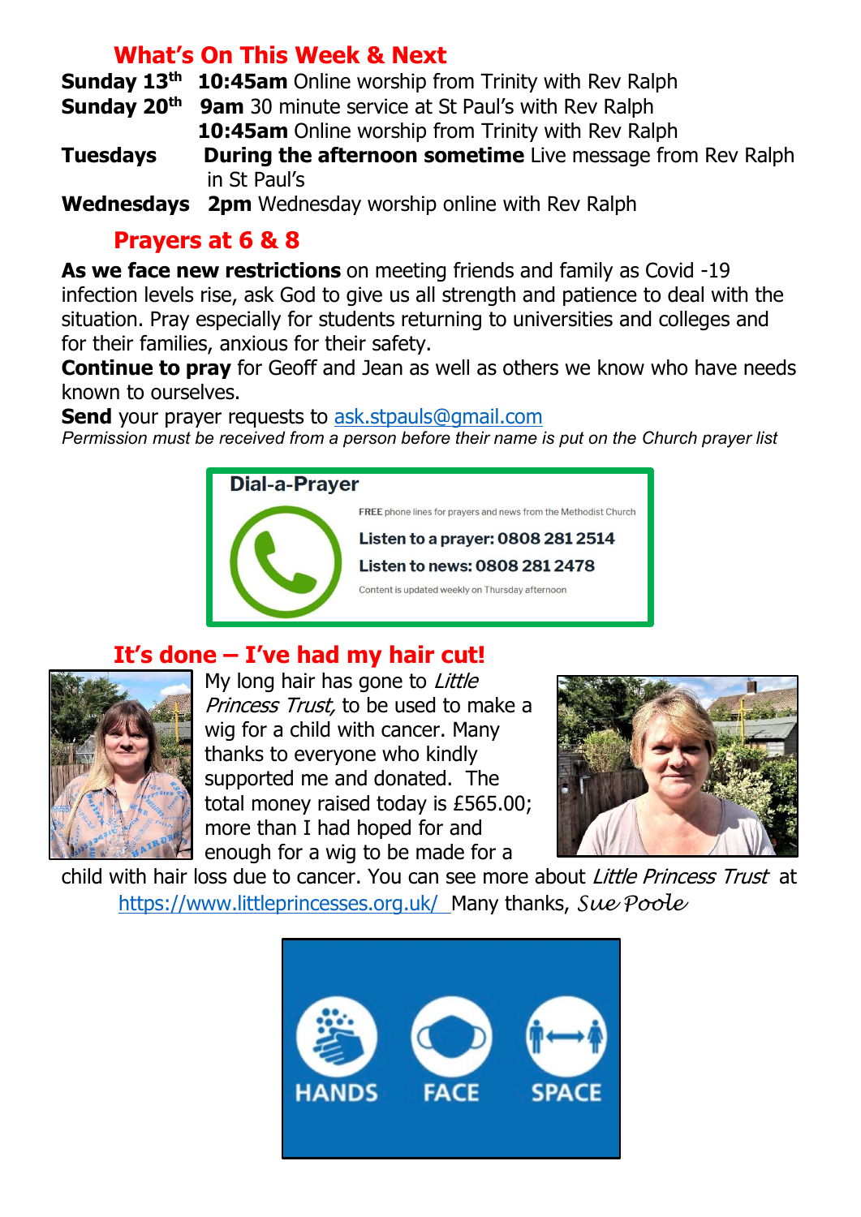## What's On This Week & Next

**Sunday 13th** **10:45am** Online worship from Trinity with Rev Ralph

**Sunday 20th** **9am** 30 minute service at St Paul's with Rev Ralph
**10:45am** Online worship from Trinity with Rev Ralph

**Tuesdays** **During the afternoon sometime** Live message from Rev Ralph in St Paul's

**Wednesdays** **2pm** Wednesday worship online with Rev Ralph

## Prayers at 6 & 8

**As we face new restrictions** on meeting friends and family as Covid -19 infection levels rise, ask God to give us all strength and patience to deal with the situation. Pray especially for students returning to universities and colleges and for their families, anxious for their safety.

**Continue to pray** for Geoff and Jean as well as others we know who have needs known to ourselves.

**Send** your prayer requests to ask.stpauls@gmail.com

*Permission must be received from a person before their name is put on the Church prayer list*

**Dial-a-Prayer**

FREE phone lines for prayers and news from the Methodist Church

**Listen to a prayer: 0808 281 2514**

**Listen to news: 0808 281 2478**

Content is updated weekly on Thursday afternoon

## It's done – I've had my hair cut!

My long hair has gone to *Little Princess Trust,* to be used to make a wig for a child with cancer. Many thanks to everyone who kindly supported me and donated. The total money raised today is £565.00; more than I had hoped for and enough for a wig to be made for a child with hair loss due to cancer. You can see more about *Little Princess Trust* at https://www.littleprincesses.org.uk/ Many thanks, *Sue Poole*

HANDS FACE SPACE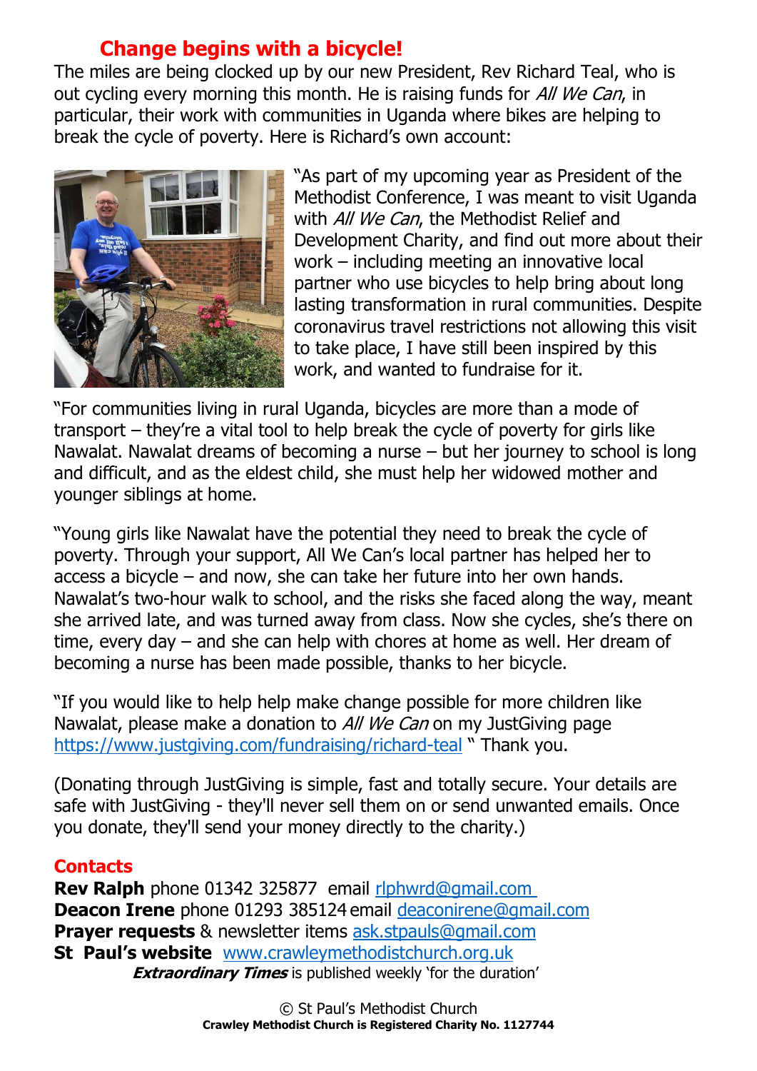## Change begins with a bicycle!

The miles are being clocked up by our new President, Rev Richard Teal, who is out cycling every morning this month. He is raising funds for *All We Can*, in particular, their work with communities in Uganda where bikes are helping to break the cycle of poverty. Here is Richard's own account:

"As part of my upcoming year as President of the Methodist Conference, I was meant to visit Uganda with *All We Can*, the Methodist Relief and Development Charity, and find out more about their work – including meeting an innovative local partner who use bicycles to help bring about long lasting transformation in rural communities. Despite coronavirus travel restrictions not allowing this visit to take place, I have still been inspired by this work, and wanted to fundraise for it.

"For communities living in rural Uganda, bicycles are more than a mode of transport – they're a vital tool to help break the cycle of poverty for girls like Nawalat. Nawalat dreams of becoming a nurse – but her journey to school is long and difficult, and as the eldest child, she must help her widowed mother and younger siblings at home.

"Young girls like Nawalat have the potential they need to break the cycle of poverty. Through your support, All We Can's local partner has helped her to access a bicycle – and now, she can take her future into her own hands. Nawalat's two-hour walk to school, and the risks she faced along the way, meant she arrived late, and was turned away from class. Now she cycles, she's there on time, every day – and she can help with chores at home as well. Her dream of becoming a nurse has been made possible, thanks to her bicycle.

"If you would like to help help make change possible for more children like Nawalat, please make a donation to *All We Can* on my JustGiving page https://www.justgiving.com/fundraising/richard-teal " Thank you.

(Donating through JustGiving is simple, fast and totally secure. Your details are safe with JustGiving - they'll never sell them on or send unwanted emails. Once you donate, they'll send your money directly to the charity.)

### Contacts

**Rev Ralph** phone 01342 325877 email rlphwrd@gmail.com
**Deacon Irene** phone 01293 385124 email deaconirene@gmail.com
**Prayer requests** & newsletter items ask.stpauls@gmail.com
**St Paul's website** www.crawleymethodistchurch.org.uk

***Extraordinary Times*** is published weekly 'for the duration'

© St Paul's Methodist Church
**Crawley Methodist Church is Registered Charity No. 1127744**